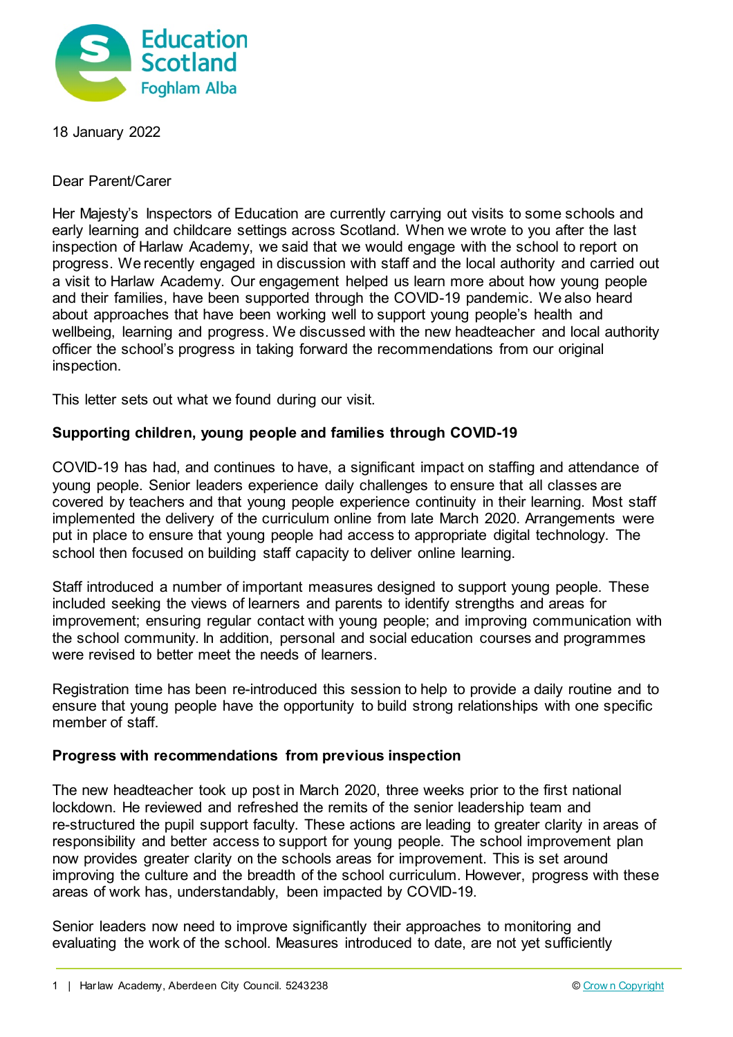18 January 2022

Dear Parent/Carer

Her Majesty's Inspectors of Education are currently carrying out visits to some schools and early learning and childcare settings across Scotland. When we wrote to you after the last inspection of Harlaw Academy, we said that we would engage with the school to report on progress. We recently engaged in discussion with staff and the local authority and carried out a visit to Harlaw Academy. Our engagement helped us learn more about how young people and their families, have been supported through the COVID-19 pandemic. We also heard about approaches that have been working well to support young people's health and wellbeing, learning and progress. We discussed with the new headteacher and local authority officer the school's progress in taking forward the recommendations from our original inspection.

This letter sets out what we found during our visit.

**Supporting children, young people and families through COVID-19**

COVID-19 has had, and continues to have, a significant impact on staffing and attendance of young people. Senior leaders experience daily challenges to ensure that all classes are covered by teachers and that young people experience continuity in their learning. Most staff implemented the delivery of the curriculum online from late March 2020. Arrangements were put in place to ensure that young people had access to appropriate digital technology. The school then focused on building staff capacity to deliver online learning.

Staff introduced a number of important measures designed to support young people. These included seeking the views of learners and parents to identify strengths and areas for improvement; ensuring regular contact with young people; and improving communication with the school community. In addition, personal and social education courses and programmes were revised to better meet the needs of learners.

Registration time has been re-introduced this session to help to provide a daily routine and to ensure that young people have the opportunity to build strong relationships with one specific member of staff.

**Progress with recommendations from previous inspection**

The new headteacher took up post in March 2020, three weeks prior to the first national lockdown. He reviewed and refreshed the remits of the senior leadership team and re-structured the pupil support faculty. These actions are leading to greater clarity in areas of responsibility and better access to support for young people. The school improvement plan now provides greater clarity on the schools areas for improvement. This is set around improving the culture and the breadth of the school curriculum. However, progress with these areas of work has, understandably, been impacted by COVID-19.

Senior leaders now need to improve significantly their approaches to monitoring and evaluating the work of the school. Measures introduced to date, are not yet sufficiently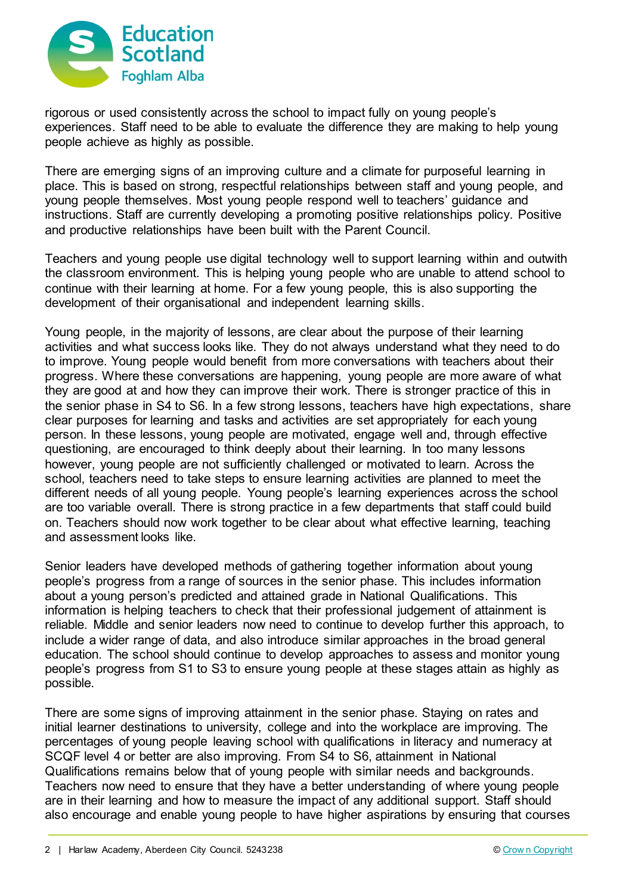rigorous or used consistently across the school to impact fully on young people's experiences. Staff need to be able to evaluate the difference they are making to help young people achieve as highly as possible.

There are emerging signs of an improving culture and a climate for purposeful learning in place. This is based on strong, respectful relationships between staff and young people, and young people themselves. Most young people respond well to teachers' guidance and instructions. Staff are currently developing a promoting positive relationships policy. Positive and productive relationships have been built with the Parent Council.

Teachers and young people use digital technology well to support learning within and outwith the classroom environment. This is helping young people who are unable to attend school to continue with their learning at home. For a few young people, this is also supporting the development of their organisational and independent learning skills.

Young people, in the majority of lessons, are clear about the purpose of their learning activities and what success looks like. They do not always understand what they need to do to improve. Young people would benefit from more conversations with teachers about their progress. Where these conversations are happening, young people are more aware of what they are good at and how they can improve their work. There is stronger practice of this in the senior phase in S4 to S6. In a few strong lessons, teachers have high expectations, share clear purposes for learning and tasks and activities are set appropriately for each young person. In these lessons, young people are motivated, engage well and, through effective questioning, are encouraged to think deeply about their learning. In too many lessons however, young people are not sufficiently challenged or motivated to learn. Across the school, teachers need to take steps to ensure learning activities are planned to meet the different needs of all young people. Young people's learning experiences across the school are too variable overall. There is strong practice in a few departments that staff could build on. Teachers should now work together to be clear about what effective learning, teaching and assessment looks like.

Senior leaders have developed methods of gathering together information about young people's progress from a range of sources in the senior phase. This includes information about a young person's predicted and attained grade in National Qualifications. This information is helping teachers to check that their professional judgement of attainment is reliable. Middle and senior leaders now need to continue to develop further this approach, to include a wider range of data, and also introduce similar approaches in the broad general education. The school should continue to develop approaches to assess and monitor young people's progress from S1 to S3 to ensure young people at these stages attain as highly as possible.

There are some signs of improving attainment in the senior phase. Staying on rates and initial learner destinations to university, college and into the workplace are improving. The percentages of young people leaving school with qualifications in literacy and numeracy at SCQF level 4 or better are also improving. From S4 to S6, attainment in National Qualifications remains below that of young people with similar needs and backgrounds. Teachers now need to ensure that they have a better understanding of where young people are in their learning and how to measure the impact of any additional support. Staff should also encourage and enable young people to have higher aspirations by ensuring that courses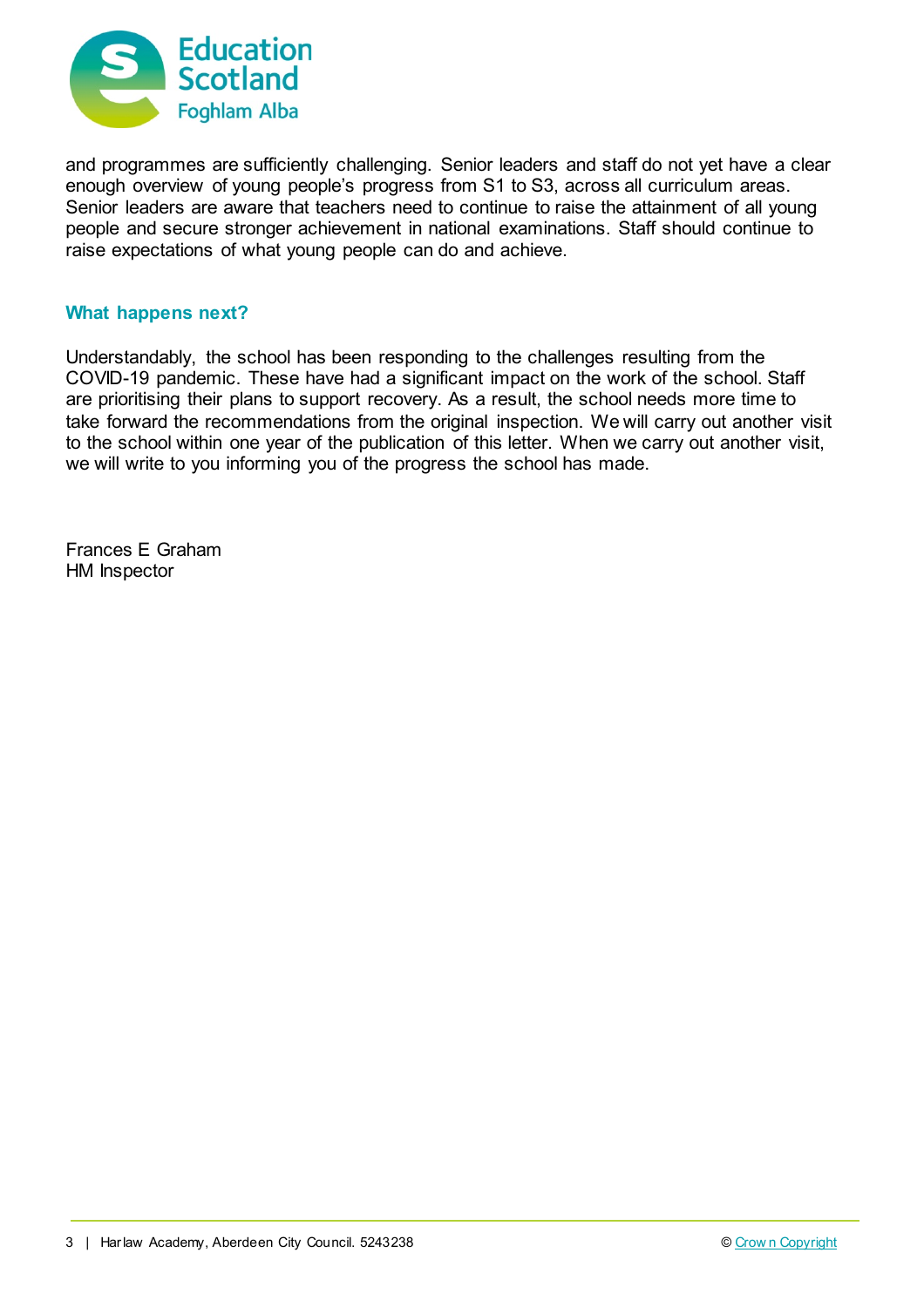and programmes are sufficiently challenging. Senior leaders and staff do not yet have a clear enough overview of young people's progress from S1 to S3, across all curriculum areas. Senior leaders are aware that teachers need to continue to raise the attainment of all young people and secure stronger achievement in national examinations. Staff should continue to raise expectations of what young people can do and achieve.

## What happens next?

Understandably, the school has been responding to the challenges resulting from the COVID-19 pandemic. These have had a significant impact on the work of the school. Staff are prioritising their plans to support recovery. As a result, the school needs more time to take forward the recommendations from the original inspection. We will carry out another visit to the school within one year of the publication of this letter. When we carry out another visit, we will write to you informing you of the progress the school has made.

Frances E Graham
HM Inspector